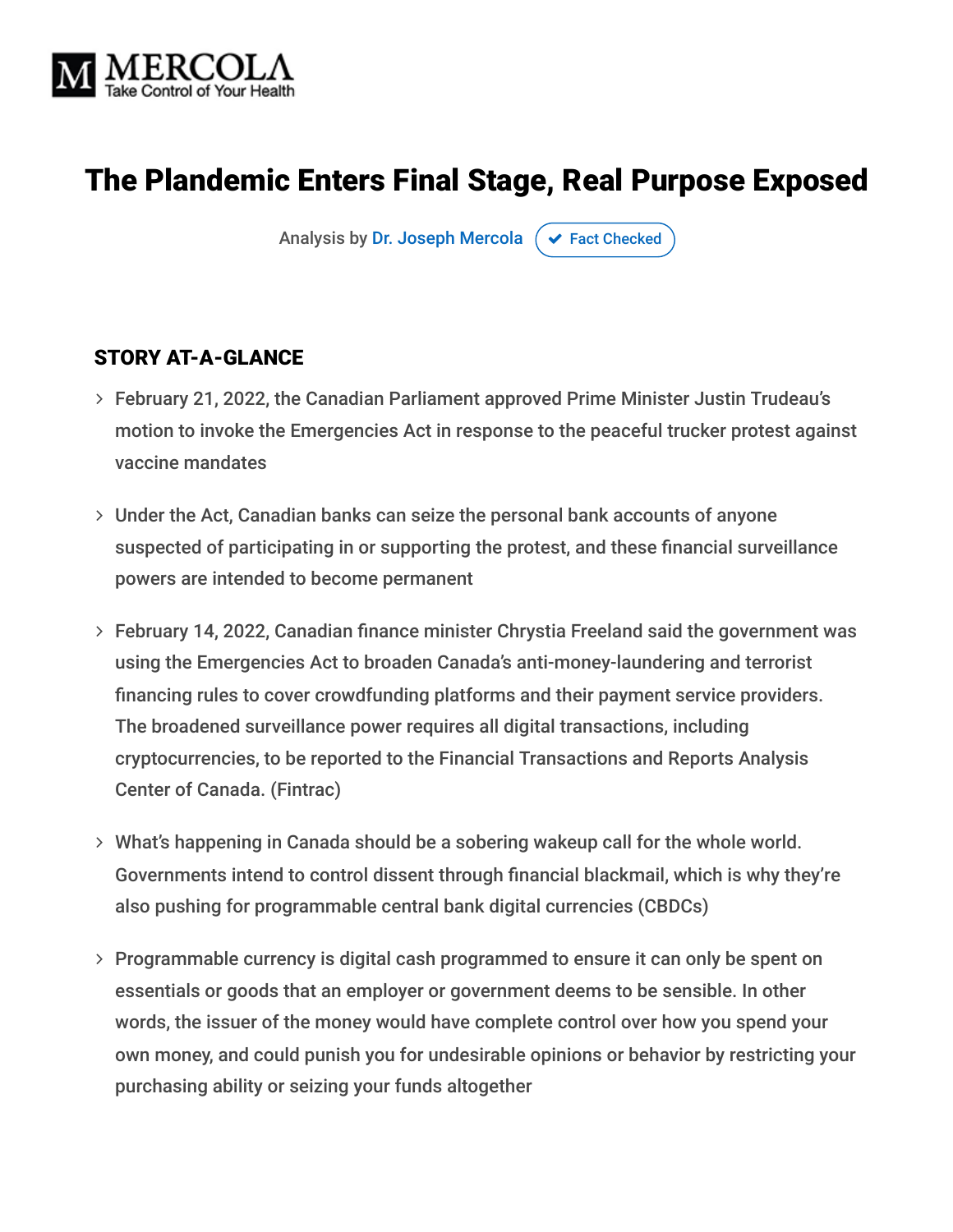# The Plandemic Enters Final Stage, Real Purpose Exposed

Analysis by Dr. Joseph Mercola ✔ Fact Checked

## STORY AT-A-GLANCE

- February 21, 2022, the Canadian Parliament approved Prime Minister Justin Trudeau's motion to invoke the Emergencies Act in response to the peaceful trucker protest against vaccine mandates
- Under the Act, Canadian banks can seize the personal bank accounts of anyone suspected of participating in or supporting the protest, and these financial surveillance powers are intended to become permanent
- February 14, 2022, Canadian finance minister Chrystia Freeland said the government was using the Emergencies Act to broaden Canada's anti-money-laundering and terrorist financing rules to cover crowdfunding platforms and their payment service providers. The broadened surveillance power requires all digital transactions, including cryptocurrencies, to be reported to the Financial Transactions and Reports Analysis Center of Canada. (Fintrac)
- What's happening in Canada should be a sobering wakeup call for the whole world. Governments intend to control dissent through financial blackmail, which is why they're also pushing for programmable central bank digital currencies (CBDCs)
- Programmable currency is digital cash programmed to ensure it can only be spent on essentials or goods that an employer or government deems to be sensible. In other words, the issuer of the money would have complete control over how you spend your own money, and could punish you for undesirable opinions or behavior by restricting your purchasing ability or seizing your funds altogether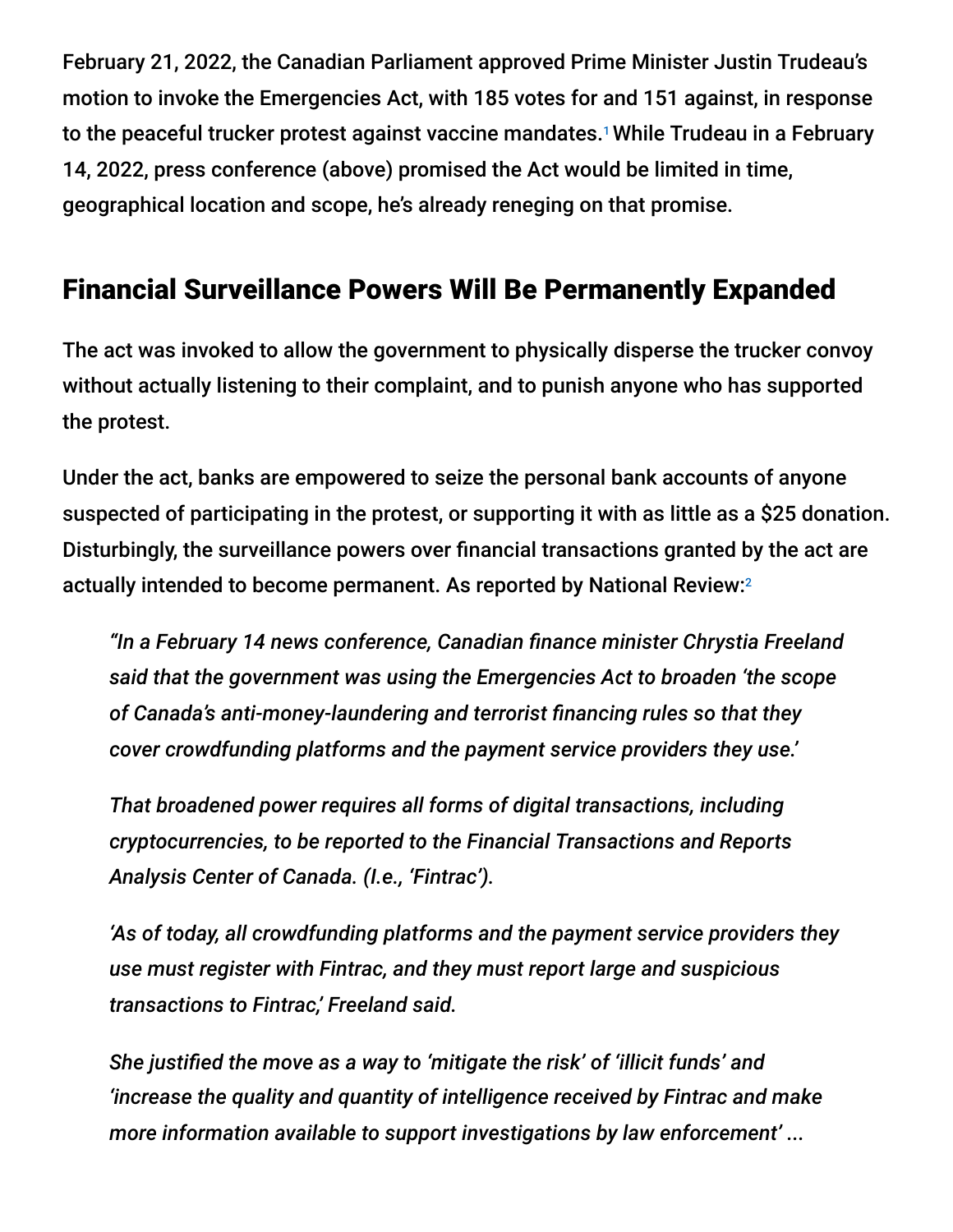February 21, 2022, the Canadian Parliament approved Prime Minister Justin Trudeau's motion to invoke the Emergencies Act, with 185 votes for and 151 against, in response to the peaceful trucker protest against vaccine mandates.[1] While Trudeau in a February 14, 2022, press conference (above) promised the Act would be limited in time, geographical location and scope, he's already reneging on that promise.

## Financial Surveillance Powers Will Be Permanently Expanded

The act was invoked to allow the government to physically disperse the trucker convoy without actually listening to their complaint, and to punish anyone who has supported the protest.

Under the act, banks are empowered to seize the personal bank accounts of anyone suspected of participating in the protest, or supporting it with as little as a $25 donation. Disturbingly, the surveillance powers over financial transactions granted by the act are actually intended to become permanent. As reported by National Review:[2]

> *"In a February 14 news conference, Canadian finance minister Chrystia Freeland said that the government was using the Emergencies Act to broaden 'the scope of Canada's anti-money-laundering and terrorist financing rules so that they cover crowdfunding platforms and the payment service providers they use.'*
>
> *That broadened power requires all forms of digital transactions, including cryptocurrencies, to be reported to the Financial Transactions and Reports Analysis Center of Canada. (I.e., 'Fintrac').*
>
> *'As of today, all crowdfunding platforms and the payment service providers they use must register with Fintrac, and they must report large and suspicious transactions to Fintrac,' Freeland said.*
>
> *She justified the move as a way to 'mitigate the risk' of 'illicit funds' and 'increase the quality and quantity of intelligence received by Fintrac and make more information available to support investigations by law enforcement' ...*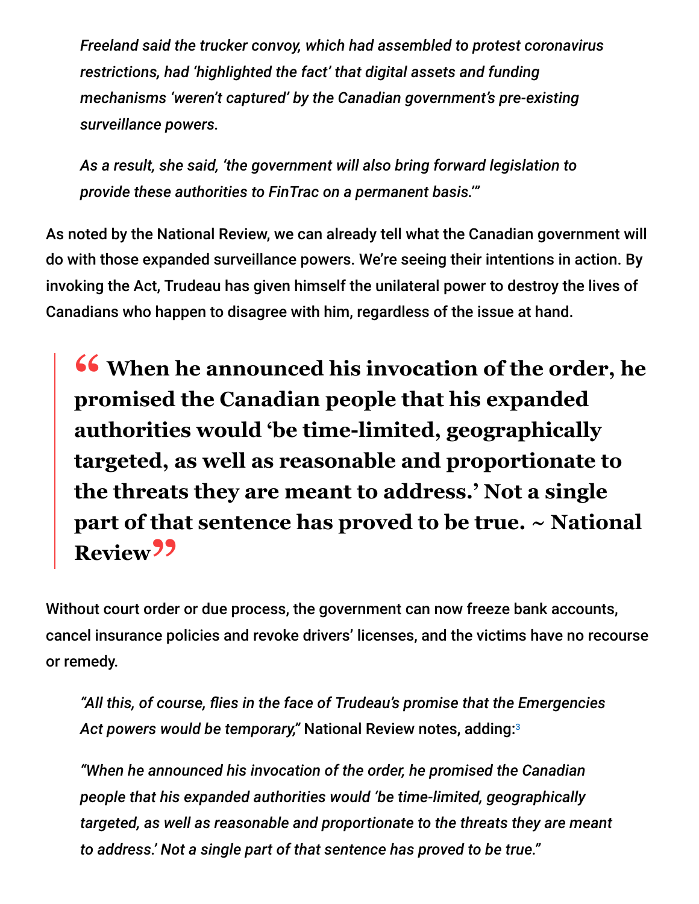> *Freeland said the trucker convoy, which had assembled to protest coronavirus restrictions, had 'highlighted the fact' that digital assets and funding mechanisms 'weren't captured' by the Canadian government's pre-existing surveillance powers.*
>
> *As a result, she said, 'the government will also bring forward legislation to provide these authorities to FinTrac on a permanent basis.'"*

As noted by the National Review, we can already tell what the Canadian government will do with those expanded surveillance powers. We're seeing their intentions in action. By invoking the Act, Trudeau has given himself the unilateral power to destroy the lives of Canadians who happen to disagree with him, regardless of the issue at hand.

> **" When he announced his invocation of the order, he promised the Canadian people that his expanded authorities would 'be time-limited, geographically targeted, as well as reasonable and proportionate to the threats they are meant to address.' Not a single part of that sentence has proved to be true. ~ National Review"**

Without court order or due process, the government can now freeze bank accounts, cancel insurance policies and revoke drivers' licenses, and the victims have no recourse or remedy.

> *"All this, of course, flies in the face of Trudeau's promise that the Emergencies Act powers would be temporary,"* National Review notes, adding:[3]
>
> *"When he announced his invocation of the order, he promised the Canadian people that his expanded authorities would 'be time-limited, geographically targeted, as well as reasonable and proportionate to the threats they are meant to address.' Not a single part of that sentence has proved to be true."*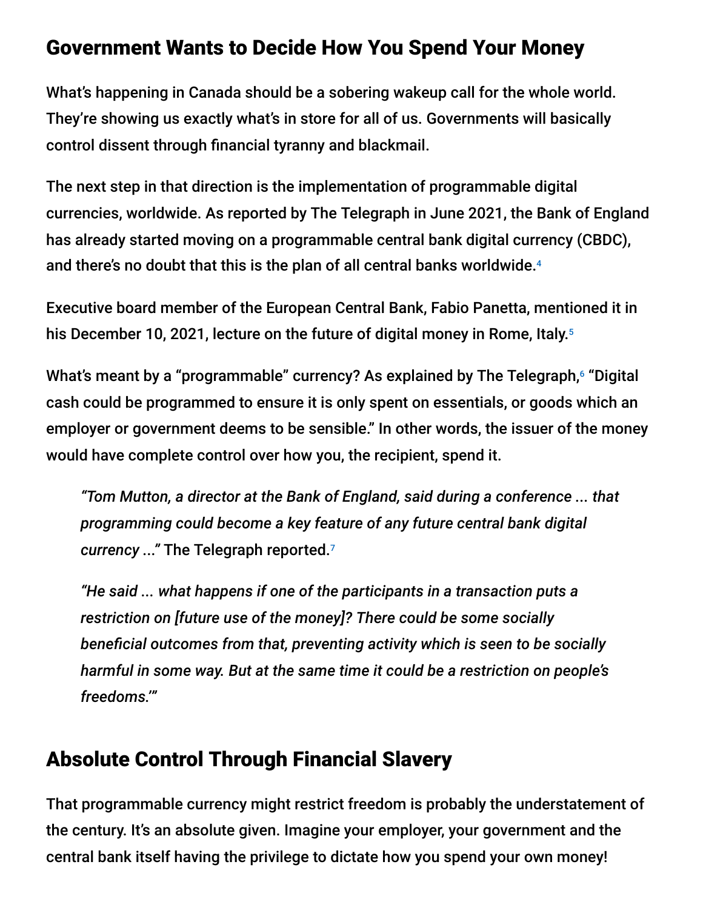## Government Wants to Decide How You Spend Your Money

What's happening in Canada should be a sobering wakeup call for the whole world. They're showing us exactly what's in store for all of us. Governments will basically control dissent through financial tyranny and blackmail.

The next step in that direction is the implementation of programmable digital currencies, worldwide. As reported by The Telegraph in June 2021, the Bank of England has already started moving on a programmable central bank digital currency (CBDC), and there's no doubt that this is the plan of all central banks worldwide.[4]

Executive board member of the European Central Bank, Fabio Panetta, mentioned it in his December 10, 2021, lecture on the future of digital money in Rome, Italy.[5]

What's meant by a "programmable" currency? As explained by The Telegraph,[6] "Digital cash could be programmed to ensure it is only spent on essentials, or goods which an employer or government deems to be sensible." In other words, the issuer of the money would have complete control over how you, the recipient, spend it.

> *"Tom Mutton, a director at the Bank of England, said during a conference ... that programming could become a key feature of any future central bank digital currency ..."* The Telegraph reported.[7]
>
> *"He said ... what happens if one of the participants in a transaction puts a restriction on [future use of the money]? There could be some socially beneficial outcomes from that, preventing activity which is seen to be socially harmful in some way. But at the same time it could be a restriction on people's freedoms.'"*

## Absolute Control Through Financial Slavery

That programmable currency might restrict freedom is probably the understatement of the century. It's an absolute given. Imagine your employer, your government and the central bank itself having the privilege to dictate how you spend your own money!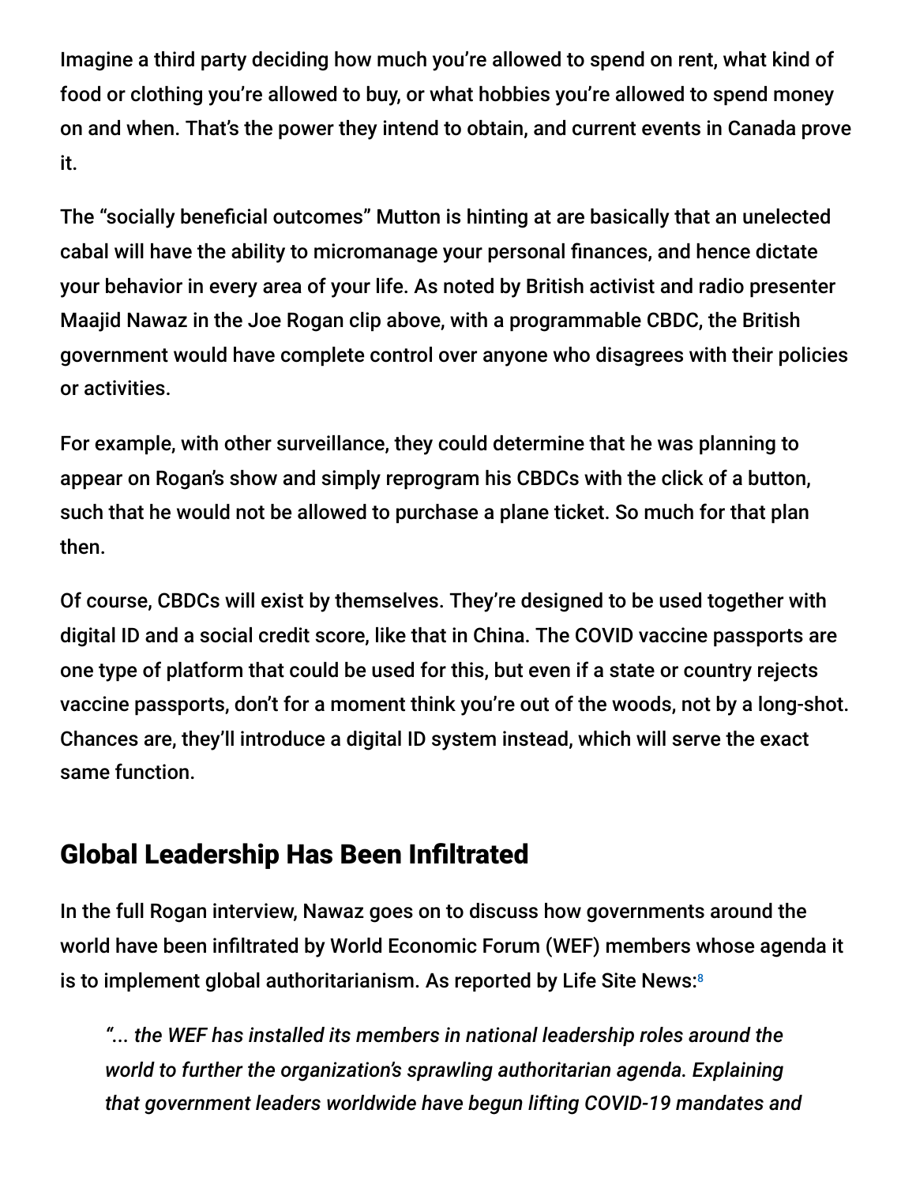Imagine a third party deciding how much you're allowed to spend on rent, what kind of food or clothing you're allowed to buy, or what hobbies you're allowed to spend money on and when. That's the power they intend to obtain, and current events in Canada prove it.

The "socially beneficial outcomes" Mutton is hinting at are basically that an unelected cabal will have the ability to micromanage your personal finances, and hence dictate your behavior in every area of your life. As noted by British activist and radio presenter Maajid Nawaz in the Joe Rogan clip above, with a programmable CBDC, the British government would have complete control over anyone who disagrees with their policies or activities.

For example, with other surveillance, they could determine that he was planning to appear on Rogan's show and simply reprogram his CBDCs with the click of a button, such that he would not be allowed to purchase a plane ticket. So much for that plan then.

Of course, CBDCs will exist by themselves. They're designed to be used together with digital ID and a social credit score, like that in China. The COVID vaccine passports are one type of platform that could be used for this, but even if a state or country rejects vaccine passports, don't for a moment think you're out of the woods, not by a long-shot. Chances are, they'll introduce a digital ID system instead, which will serve the exact same function.

## Global Leadership Has Been Infiltrated

In the full Rogan interview, Nawaz goes on to discuss how governments around the world have been infiltrated by World Economic Forum (WEF) members whose agenda it is to implement global authoritarianism. As reported by Life Site News:[8]

> *"... the WEF has installed its members in national leadership roles around the world to further the organization's sprawling authoritarian agenda. Explaining that government leaders worldwide have begun lifting COVID-19 mandates and*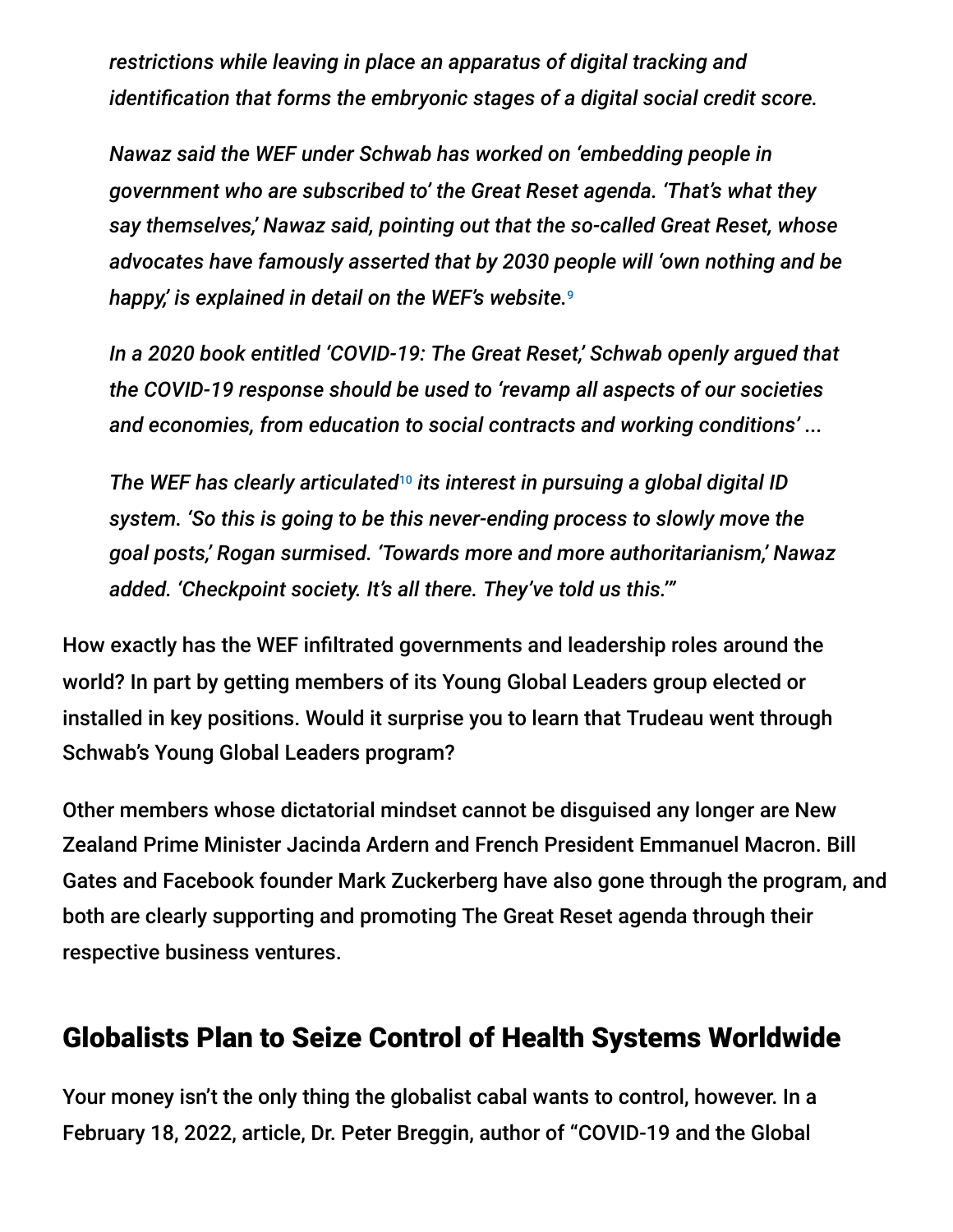*restrictions while leaving in place an apparatus of digital tracking and identification that forms the embryonic stages of a digital social credit score.*

*Nawaz said the WEF under Schwab has worked on 'embedding people in government who are subscribed to' the Great Reset agenda. 'That's what they say themselves,' Nawaz said, pointing out that the so-called Great Reset, whose advocates have famously asserted that by 2030 people will 'own nothing and be happy,' is explained in detail on the WEF's website.*[9]

*In a 2020 book entitled 'COVID-19: The Great Reset,' Schwab openly argued that the COVID-19 response should be used to 'revamp all aspects of our societies and economies, from education to social contracts and working conditions' ...*

*The WEF has clearly articulated*[10] *its interest in pursuing a global digital ID system. 'So this is going to be this never-ending process to slowly move the goal posts,' Rogan surmised. 'Towards more and more authoritarianism,' Nawaz added. 'Checkpoint society. It's all there. They've told us this.'"*

How exactly has the WEF infiltrated governments and leadership roles around the world? In part by getting members of its Young Global Leaders group elected or installed in key positions. Would it surprise you to learn that Trudeau went through Schwab's Young Global Leaders program?

Other members whose dictatorial mindset cannot be disguised any longer are New Zealand Prime Minister Jacinda Ardern and French President Emmanuel Macron. Bill Gates and Facebook founder Mark Zuckerberg have also gone through the program, and both are clearly supporting and promoting The Great Reset agenda through their respective business ventures.

## Globalists Plan to Seize Control of Health Systems Worldwide

Your money isn't the only thing the globalist cabal wants to control, however. In a February 18, 2022, article, Dr. Peter Breggin, author of "COVID-19 and the Global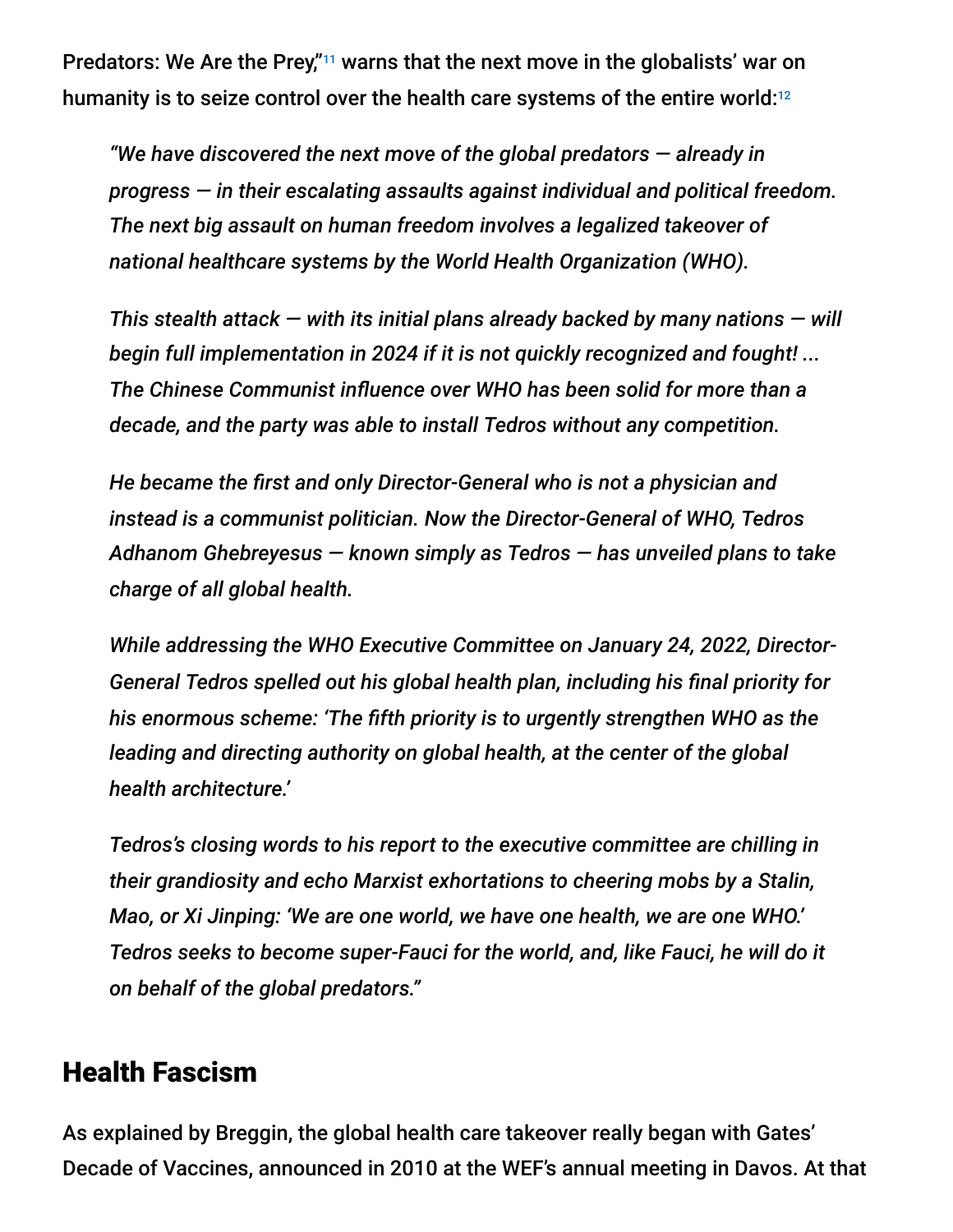Predators: We Are the Prey,"[11] warns that the next move in the globalists' war on humanity is to seize control over the health care systems of the entire world:[12]

> *"We have discovered the next move of the global predators — already in progress — in their escalating assaults against individual and political freedom. The next big assault on human freedom involves a legalized takeover of national healthcare systems by the World Health Organization (WHO).*
>
> *This stealth attack — with its initial plans already backed by many nations — will begin full implementation in 2024 if it is not quickly recognized and fought! ... The Chinese Communist influence over WHO has been solid for more than a decade, and the party was able to install Tedros without any competition.*
>
> *He became the first and only Director-General who is not a physician and instead is a communist politician. Now the Director-General of WHO, Tedros Adhanom Ghebreyesus — known simply as Tedros — has unveiled plans to take charge of all global health.*
>
> *While addressing the WHO Executive Committee on January 24, 2022, Director-General Tedros spelled out his global health plan, including his final priority for his enormous scheme: 'The fifth priority is to urgently strengthen WHO as the leading and directing authority on global health, at the center of the global health architecture.'*
>
> *Tedros's closing words to his report to the executive committee are chilling in their grandiosity and echo Marxist exhortations to cheering mobs by a Stalin, Mao, or Xi Jinping: 'We are one world, we have one health, we are one WHO.' Tedros seeks to become super-Fauci for the world, and, like Fauci, he will do it on behalf of the global predators."*

## Health Fascism

As explained by Breggin, the global health care takeover really began with Gates' Decade of Vaccines, announced in 2010 at the WEF's annual meeting in Davos. At that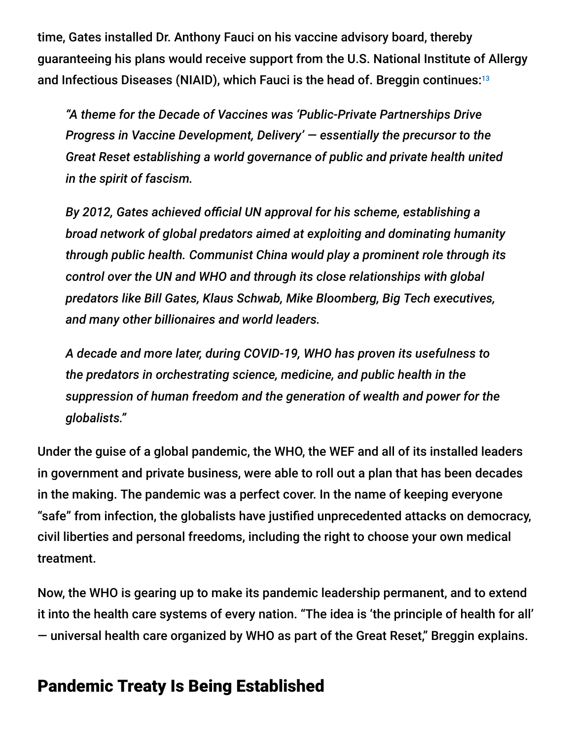time, Gates installed Dr. Anthony Fauci on his vaccine advisory board, thereby guaranteeing his plans would receive support from the U.S. National Institute of Allergy and Infectious Diseases (NIAID), which Fauci is the head of. Breggin continues:[13]

> *"A theme for the Decade of Vaccines was 'Public-Private Partnerships Drive Progress in Vaccine Development, Delivery' — essentially the precursor to the Great Reset establishing a world governance of public and private health united in the spirit of fascism.*
>
> *By 2012, Gates achieved official UN approval for his scheme, establishing a broad network of global predators aimed at exploiting and dominating humanity through public health. Communist China would play a prominent role through its control over the UN and WHO and through its close relationships with global predators like Bill Gates, Klaus Schwab, Mike Bloomberg, Big Tech executives, and many other billionaires and world leaders.*
>
> *A decade and more later, during COVID-19, WHO has proven its usefulness to the predators in orchestrating science, medicine, and public health in the suppression of human freedom and the generation of wealth and power for the globalists."*

Under the guise of a global pandemic, the WHO, the WEF and all of its installed leaders in government and private business, were able to roll out a plan that has been decades in the making. The pandemic was a perfect cover. In the name of keeping everyone "safe" from infection, the globalists have justified unprecedented attacks on democracy, civil liberties and personal freedoms, including the right to choose your own medical treatment.

Now, the WHO is gearing up to make its pandemic leadership permanent, and to extend it into the health care systems of every nation. "The idea is 'the principle of health for all' — universal health care organized by WHO as part of the Great Reset," Breggin explains.

## Pandemic Treaty Is Being Established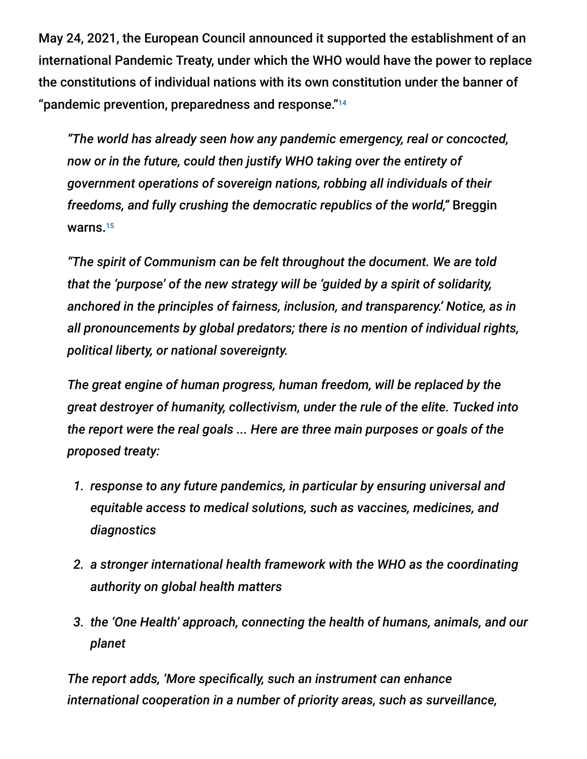May 24, 2021, the European Council announced it supported the establishment of an international Pandemic Treaty, under which the WHO would have the power to replace the constitutions of individual nations with its own constitution under the banner of "pandemic prevention, preparedness and response."[14]

> *"The world has already seen how any pandemic emergency, real or concocted, now or in the future, could then justify WHO taking over the entirety of government operations of sovereign nations, robbing all individuals of their freedoms, and fully crushing the democratic republics of the world,"* Breggin warns.[15]
>
> *"The spirit of Communism can be felt throughout the document. We are told that the 'purpose' of the new strategy will be 'guided by a spirit of solidarity, anchored in the principles of fairness, inclusion, and transparency.' Notice, as in all pronouncements by global predators; there is no mention of individual rights, political liberty, or national sovereignty.*
>
> *The great engine of human progress, human freedom, will be replaced by the great destroyer of humanity, collectivism, under the rule of the elite. Tucked into the report were the real goals ... Here are three main purposes or goals of the proposed treaty:*
>
> 1. *response to any future pandemics, in particular by ensuring universal and equitable access to medical solutions, such as vaccines, medicines, and diagnostics*
> 2. *a stronger international health framework with the WHO as the coordinating authority on global health matters*
> 3. *the 'One Health' approach, connecting the health of humans, animals, and our planet*
>
> *The report adds, 'More specifically, such an instrument can enhance international cooperation in a number of priority areas, such as surveillance,*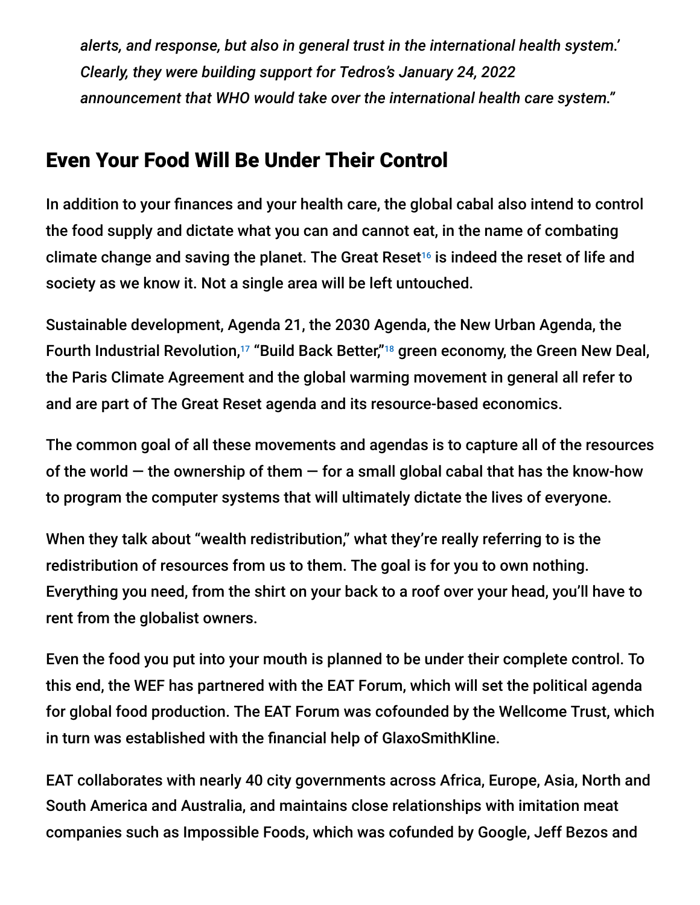*alerts, and response, but also in general trust in the international health system.' Clearly, they were building support for Tedros's January 24, 2022 announcement that WHO would take over the international health care system."*

## Even Your Food Will Be Under Their Control

In addition to your finances and your health care, the global cabal also intend to control the food supply and dictate what you can and cannot eat, in the name of combating climate change and saving the planet. The Great Reset[16] is indeed the reset of life and society as we know it. Not a single area will be left untouched.

Sustainable development, Agenda 21, the 2030 Agenda, the New Urban Agenda, the Fourth Industrial Revolution,[17] "Build Back Better,"[18] green economy, the Green New Deal, the Paris Climate Agreement and the global warming movement in general all refer to and are part of The Great Reset agenda and its resource-based economics.

The common goal of all these movements and agendas is to capture all of the resources of the world — the ownership of them — for a small global cabal that has the know-how to program the computer systems that will ultimately dictate the lives of everyone.

When they talk about "wealth redistribution," what they're really referring to is the redistribution of resources from us to them. The goal is for you to own nothing. Everything you need, from the shirt on your back to a roof over your head, you'll have to rent from the globalist owners.

Even the food you put into your mouth is planned to be under their complete control. To this end, the WEF has partnered with the EAT Forum, which will set the political agenda for global food production. The EAT Forum was cofounded by the Wellcome Trust, which in turn was established with the financial help of GlaxoSmithKline.

EAT collaborates with nearly 40 city governments across Africa, Europe, Asia, North and South America and Australia, and maintains close relationships with imitation meat companies such as Impossible Foods, which was cofunded by Google, Jeff Bezos and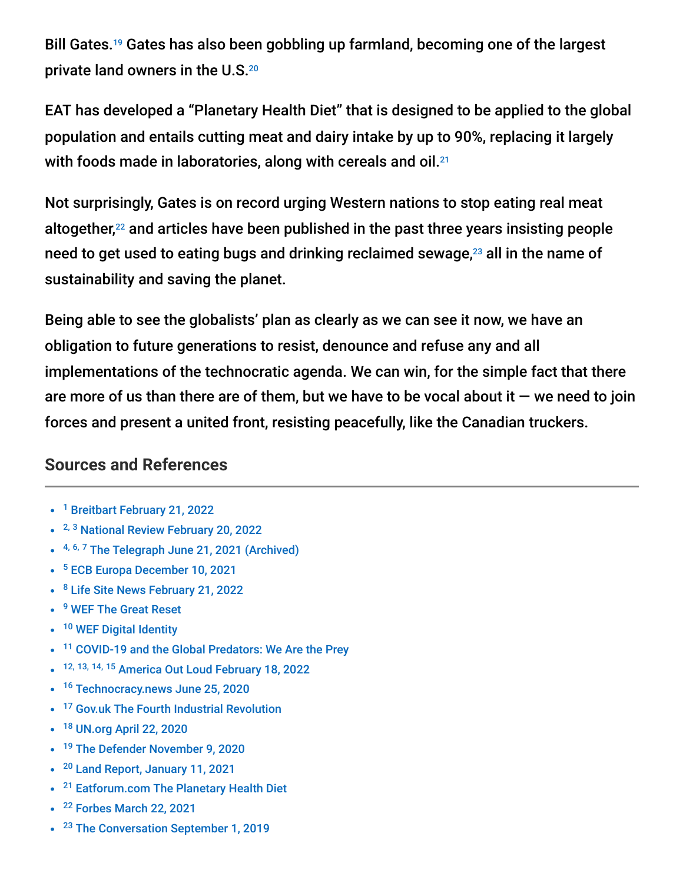Bill Gates.[19] Gates has also been gobbling up farmland, becoming one of the largest private land owners in the U.S.[20]

EAT has developed a "Planetary Health Diet" that is designed to be applied to the global population and entails cutting meat and dairy intake by up to 90%, replacing it largely with foods made in laboratories, along with cereals and oil.[21]

Not surprisingly, Gates is on record urging Western nations to stop eating real meat altogether,[22] and articles have been published in the past three years insisting people need to get used to eating bugs and drinking reclaimed sewage,[23] all in the name of sustainability and saving the planet.

Being able to see the globalists' plan as clearly as we can see it now, we have an obligation to future generations to resist, denounce and refuse any and all implementations of the technocratic agenda. We can win, for the simple fact that there are more of us than there are of them, but we have to be vocal about it — we need to join forces and present a united front, resisting peacefully, like the Canadian truckers.

## Sources and References

- [1] Breitbart February 21, 2022
- [2, 3] National Review February 20, 2022
- [4, 6, 7] The Telegraph June 21, 2021 (Archived)
- [5] ECB Europa December 10, 2021
- [8] Life Site News February 21, 2022
- [9] WEF The Great Reset
- [10] WEF Digital Identity
- [11] COVID-19 and the Global Predators: We Are the Prey
- [12, 13, 14, 15] America Out Loud February 18, 2022
- [16] Technocracy.news June 25, 2020
- [17] Gov.uk The Fourth Industrial Revolution
- [18] UN.org April 22, 2020
- [19] The Defender November 9, 2020
- [20] Land Report, January 11, 2021
- [21] Eatforum.com The Planetary Health Diet
- [22] Forbes March 22, 2021
- [23] The Conversation September 1, 2019